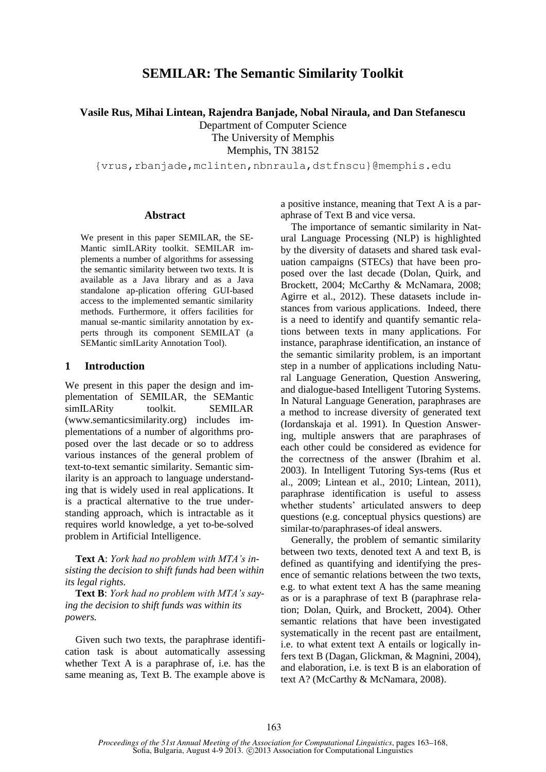# SEMILAR: The Semantic Similarity Toolkit

**Vasile Rus, Mihai Lintean, Rajendra Banjade, Nobal Niraula, and Dan Stefanescu**

Department of Computer Science
The University of Memphis
Memphis, TN 38152

{vrus,rbanjade,mclinten,nbnraula,dstfnscu}@memphis.edu

## Abstract

We present in this paper SEMILAR, the SEMantic simILARity toolkit. SEMILAR implements a number of algorithms for assessing the semantic similarity between two texts. It is available as a Java library and as a Java standalone ap-plication offering GUI-based access to the implemented semantic similarity methods. Furthermore, it offers facilities for manual se-mantic similarity annotation by experts through its component SEMILAT (a SEMantic simILarity Annotation Tool).

## 1 Introduction

We present in this paper the design and implementation of SEMILAR, the SEMantic simILARity toolkit. SEMILAR (www.semanticsimilarity.org) includes implementations of a number of algorithms proposed over the last decade or so to address various instances of the general problem of text-to-text semantic similarity. Semantic similarity is an approach to language understanding that is widely used in real applications. It is a practical alternative to the true understanding approach, which is intractable as it requires world knowledge, a yet to-be-solved problem in Artificial Intelligence.

**Text A**: *York had no problem with MTA's insisting the decision to shift funds had been within its legal rights.*

**Text B**: *York had no problem with MTA's saying the decision to shift funds was within its powers.*

Given such two texts, the paraphrase identification task is about automatically assessing whether Text A is a paraphrase of, i.e. has the same meaning as, Text B. The example above is a positive instance, meaning that Text A is a paraphrase of Text B and vice versa.

The importance of semantic similarity in Natural Language Processing (NLP) is highlighted by the diversity of datasets and shared task evaluation campaigns (STECs) that have been proposed over the last decade (Dolan, Quirk, and Brockett, 2004; McCarthy & McNamara, 2008; Agirre et al., 2012). These datasets include instances from various applications. Indeed, there is a need to identify and quantify semantic relations between texts in many applications. For instance, paraphrase identification, an instance of the semantic similarity problem, is an important step in a number of applications including Natural Language Generation, Question Answering, and dialogue-based Intelligent Tutoring Systems. In Natural Language Generation, paraphrases are a method to increase diversity of generated text (Iordanskaja et al. 1991). In Question Answering, multiple answers that are paraphrases of each other could be considered as evidence for the correctness of the answer (Ibrahim et al. 2003). In Intelligent Tutoring Sys-tems (Rus et al., 2009; Lintean et al., 2010; Lintean, 2011), paraphrase identification is useful to assess whether students' articulated answers to deep questions (e.g. conceptual physics questions) are similar-to/paraphrases-of ideal answers.

Generally, the problem of semantic similarity between two texts, denoted text A and text B, is defined as quantifying and identifying the presence of semantic relations between the two texts, e.g. to what extent text A has the same meaning as or is a paraphrase of text B (paraphrase relation; Dolan, Quirk, and Brockett, 2004). Other semantic relations that have been investigated systematically in the recent past are entailment, i.e. to what extent text A entails or logically infers text B (Dagan, Glickman, & Magnini, 2004), and elaboration, i.e. is text B is an elaboration of text A? (McCarthy & McNamara, 2008).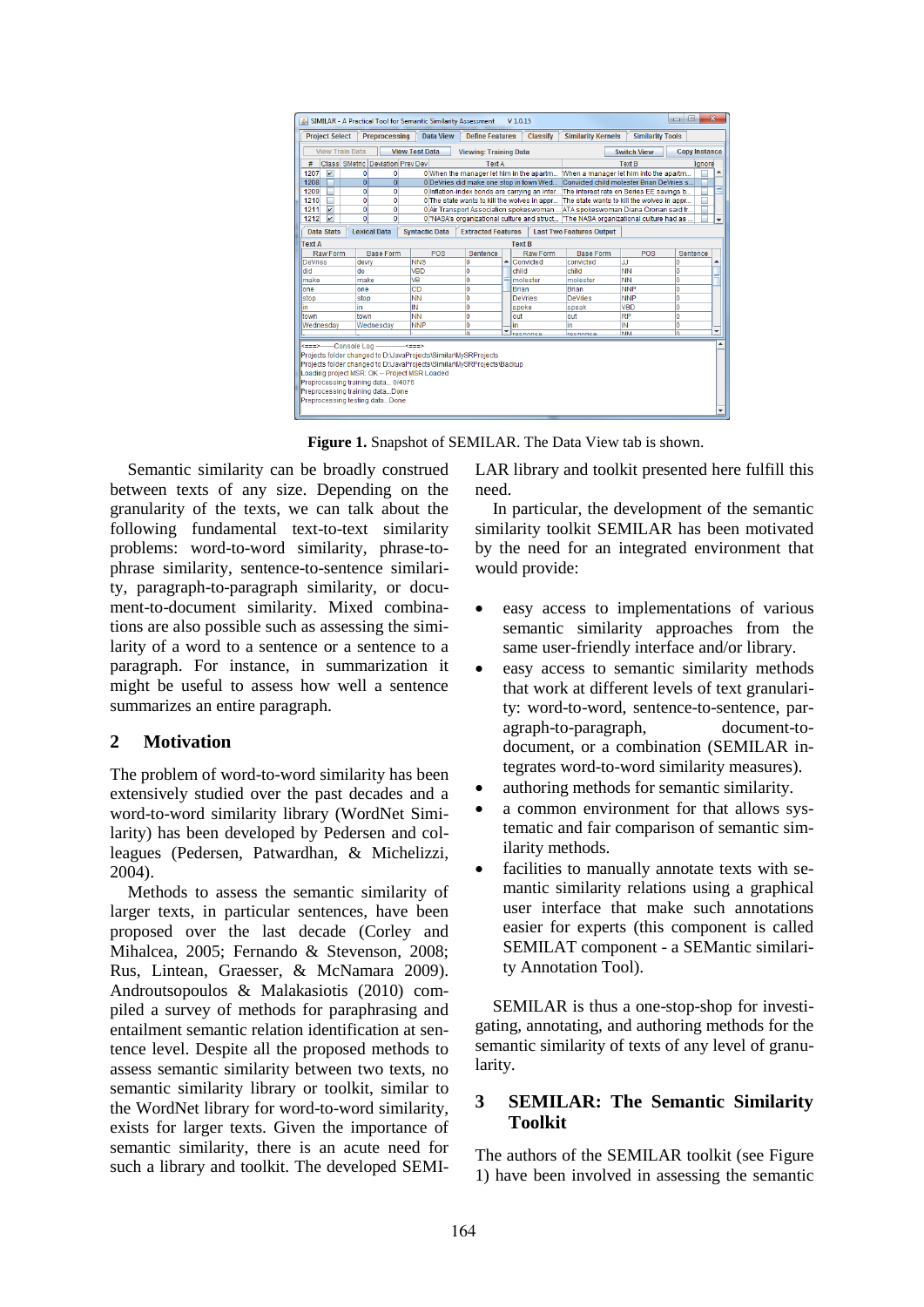**Figure 1.** Snapshot of SEMILAR. The Data View tab is shown.

Semantic similarity can be broadly construed between texts of any size. Depending on the granularity of the texts, we can talk about the following fundamental text-to-text similarity problems: word-to-word similarity, phrase-to-phrase similarity, sentence-to-sentence similarity, paragraph-to-paragraph similarity, or document-to-document similarity. Mixed combinations are also possible such as assessing the similarity of a word to a sentence or a sentence to a paragraph. For instance, in summarization it might be useful to assess how well a sentence summarizes an entire paragraph.

## 2 Motivation

The problem of word-to-word similarity has been extensively studied over the past decades and a word-to-word similarity library (WordNet Similarity) has been developed by Pedersen and colleagues (Pedersen, Patwardhan, & Michelizzi, 2004).

Methods to assess the semantic similarity of larger texts, in particular sentences, have been proposed over the last decade (Corley and Mihalcea, 2005; Fernando & Stevenson, 2008; Rus, Lintean, Graesser, & McNamara 2009). Androutsopoulos & Malakasiotis (2010) compiled a survey of methods for paraphrasing and entailment semantic relation identification at sentence level. Despite all the proposed methods to assess semantic similarity between two texts, no semantic similarity library or toolkit, similar to the WordNet library for word-to-word similarity, exists for larger texts. Given the importance of semantic similarity, there is an acute need for such a library and toolkit. The developed SEMILAR library and toolkit presented here fulfill this need.

In particular, the development of the semantic similarity toolkit SEMILAR has been motivated by the need for an integrated environment that would provide:

- easy access to implementations of various semantic similarity approaches from the same user-friendly interface and/or library.
- easy access to semantic similarity methods that work at different levels of text granularity: word-to-word, sentence-to-sentence, paragraph-to-paragraph, document-to-document, or a combination (SEMILAR integrates word-to-word similarity measures).
- authoring methods for semantic similarity.
- a common environment for that allows systematic and fair comparison of semantic similarity methods.
- facilities to manually annotate texts with semantic similarity relations using a graphical user interface that make such annotations easier for experts (this component is called SEMILAT component - a SEMantic similarity Annotation Tool).

SEMILAR is thus a one-stop-shop for investigating, annotating, and authoring methods for the semantic similarity of texts of any level of granularity.

## 3 SEMILAR: The Semantic Similarity Toolkit

The authors of the SEMILAR toolkit (see Figure 1) have been involved in assessing the semantic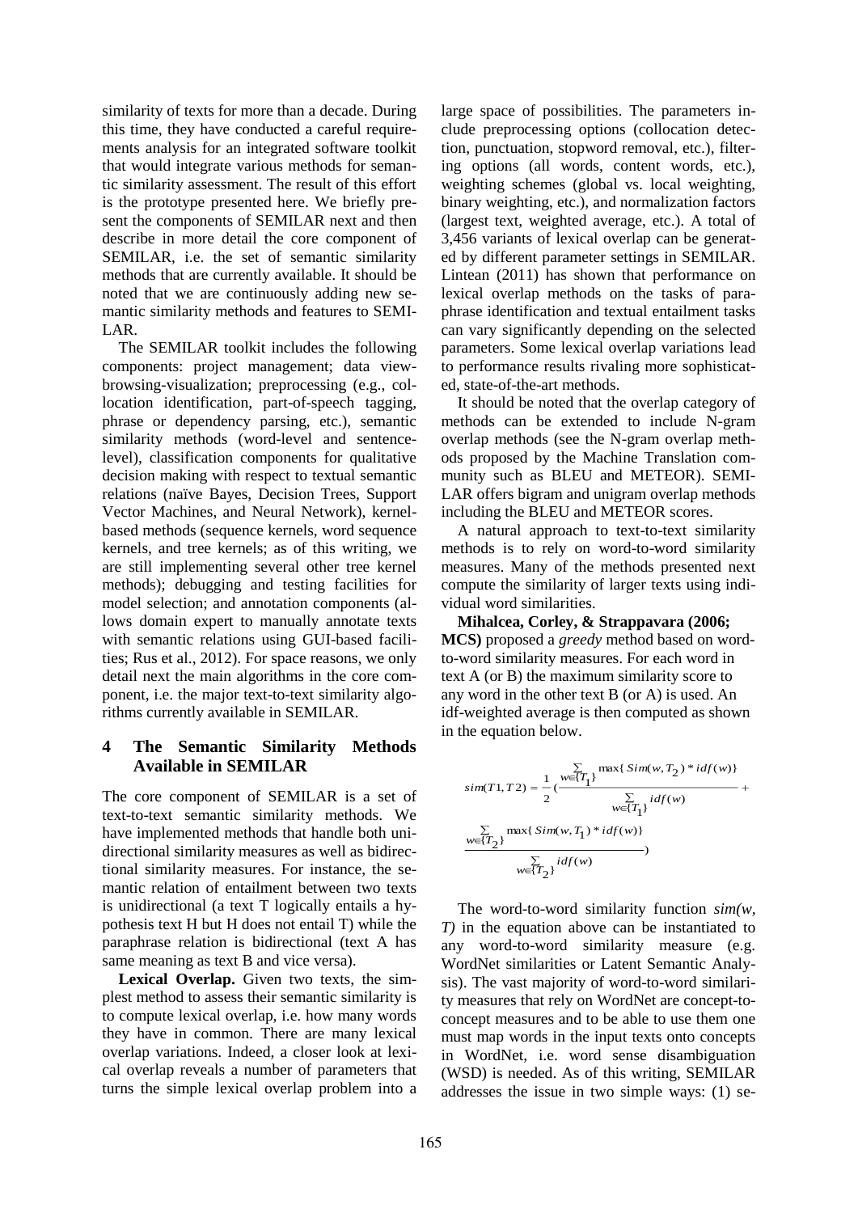similarity of texts for more than a decade. During this time, they have conducted a careful requirements analysis for an integrated software toolkit that would integrate various methods for semantic similarity assessment. The result of this effort is the prototype presented here. We briefly present the components of SEMILAR next and then describe in more detail the core component of SEMILAR, i.e. the set of semantic similarity methods that are currently available. It should be noted that we are continuously adding new semantic similarity methods and features to SEMILAR.

The SEMILAR toolkit includes the following components: project management; data view-browsing-visualization; preprocessing (e.g., collocation identification, part-of-speech tagging, phrase or dependency parsing, etc.), semantic similarity methods (word-level and sentence-level), classification components for qualitative decision making with respect to textual semantic relations (naïve Bayes, Decision Trees, Support Vector Machines, and Neural Network), kernel-based methods (sequence kernels, word sequence kernels, and tree kernels; as of this writing, we are still implementing several other tree kernel methods); debugging and testing facilities for model selection; and annotation components (allows domain expert to manually annotate texts with semantic relations using GUI-based facilities; Rus et al., 2012). For space reasons, we only detail next the main algorithms in the core component, i.e. the major text-to-text similarity algorithms currently available in SEMILAR.

## 4 The Semantic Similarity Methods Available in SEMILAR

The core component of SEMILAR is a set of text-to-text semantic similarity methods. We have implemented methods that handle both unidirectional similarity measures as well as bidirectional similarity measures. For instance, the semantic relation of entailment between two texts is unidirectional (a text T logically entails a hypothesis text H but H does not entail T) while the paraphrase relation is bidirectional (text A has same meaning as text B and vice versa).

**Lexical Overlap.** Given two texts, the simplest method to assess their semantic similarity is to compute lexical overlap, i.e. how many words they have in common. There are many lexical overlap variations. Indeed, a closer look at lexical overlap reveals a number of parameters that turns the simple lexical overlap problem into a large space of possibilities. The parameters include preprocessing options (collocation detection, punctuation, stopword removal, etc.), filtering options (all words, content words, etc.), weighting schemes (global vs. local weighting, binary weighting, etc.), and normalization factors (largest text, weighted average, etc.). A total of 3,456 variants of lexical overlap can be generated by different parameter settings in SEMILAR. Lintean (2011) has shown that performance on lexical overlap methods on the tasks of paraphrase identification and textual entailment tasks can vary significantly depending on the selected parameters. Some lexical overlap variations lead to performance results rivaling more sophisticated, state-of-the-art methods.

It should be noted that the overlap category of methods can be extended to include N-gram overlap methods (see the N-gram overlap methods proposed by the Machine Translation community such as BLEU and METEOR). SEMILAR offers bigram and unigram overlap methods including the BLEU and METEOR scores.

A natural approach to text-to-text similarity methods is to rely on word-to-word similarity measures. Many of the methods presented next compute the similarity of larger texts using individual word similarities.

**Mihalcea, Corley, & Strappavara (2006; MCS)** proposed a *greedy* method based on word-to-word similarity measures. For each word in text A (or B) the maximum similarity score to any word in the other text B (or A) is used. An idf-weighted average is then computed as shown in the equation below.

$$sim(T1,T2) = \frac{1}{2}\left(\frac{\sum_{w \in \{T_1\}} \max\{Sim(w,T_2) * idf(w)\}}{\sum_{w \in \{T_1\}} idf(w)} + \frac{\sum_{w \in \{T_2\}} \max\{Sim(w,T_1) * idf(w)\}}{\sum_{w \in \{T_2\}} idf(w)}\right)$$

The word-to-word similarity function *sim(w, T)* in the equation above can be instantiated to any word-to-word similarity measure (e.g. WordNet similarities or Latent Semantic Analysis). The vast majority of word-to-word similarity measures that rely on WordNet are concept-to-concept measures and to be able to use them one must map words in the input texts onto concepts in WordNet, i.e. word sense disambiguation (WSD) is needed. As of this writing, SEMILAR addresses the issue in two simple ways: (1) se-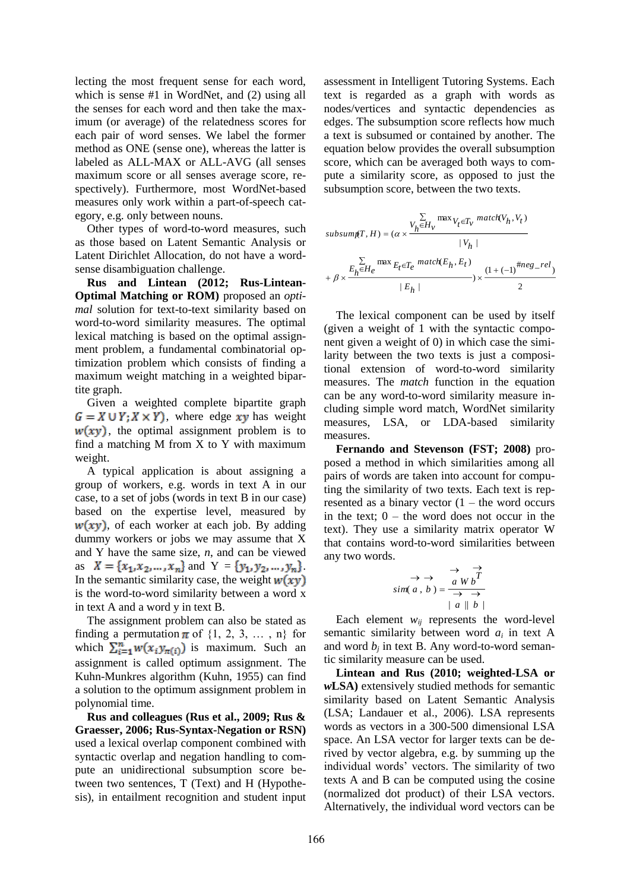lecting the most frequent sense for each word, which is sense #1 in WordNet, and (2) using all the senses for each word and then take the maximum (or average) of the relatedness scores for each pair of word senses. We label the former method as ONE (sense one), whereas the latter is labeled as ALL-MAX or ALL-AVG (all senses maximum score or all senses average score, respectively). Furthermore, most WordNet-based measures only work within a part-of-speech category, e.g. only between nouns.

Other types of word-to-word measures, such as those based on Latent Semantic Analysis or Latent Dirichlet Allocation, do not have a word-sense disambiguation challenge.

**Rus and Lintean (2012; Rus-Lintean-Optimal Matching or ROM)** proposed an *optimal* solution for text-to-text similarity based on word-to-word similarity measures. The optimal lexical matching is based on the optimal assignment problem, a fundamental combinatorial optimization problem which consists of finding a maximum weight matching in a weighted bipartite graph.

Given a weighted complete bipartite graph $G = X \cup Y; X \times Y)$, where edge $xy$ has weight $w(xy)$, the optimal assignment problem is to find a matching M from X to Y with maximum weight.

A typical application is about assigning a group of workers, e.g. words in text A in our case, to a set of jobs (words in text B in our case) based on the expertise level, measured by $w(xy)$, of each worker at each job. By adding dummy workers or jobs we may assume that X and Y have the same size, *n*, and can be viewed as $X = \{x_1, x_2, \ldots, x_n\}$ and $Y = \{y_1, y_2, \ldots, y_n\}$. In the semantic similarity case, the weight $w(xy)$ is the word-to-word similarity between a word x in text A and a word y in text B.

The assignment problem can also be stated as finding a permutation $\pi$ of {1, 2, 3, … , n} for which $\sum_{i=1}^{n} w(x_i y_{\pi(i)})$ is maximum. Such an assignment is called optimum assignment. The Kuhn-Munkres algorithm (Kuhn, 1955) can find a solution to the optimum assignment problem in polynomial time.

**Rus and colleagues (Rus et al., 2009; Rus & Graesser, 2006; Rus-Syntax-Negation or RSN)** used a lexical overlap component combined with syntactic overlap and negation handling to compute an unidirectional subsumption score between two sentences, T (Text) and H (Hypothesis), in entailment recognition and student input assessment in Intelligent Tutoring Systems. Each text is regarded as a graph with words as nodes/vertices and syntactic dependencies as edges. The subsumption score reflects how much a text is subsumed or contained by another. The equation below provides the overall subsumption score, which can be averaged both ways to compute a similarity score, as opposed to just the subsumption score, between the two texts.

$$subsump(T, H) = (\alpha \times \frac{\sum_{V_h \in H_v} \max_{V_t \in T_v} match(V_h, V_t)}{|V_h|} + \beta \times \frac{\sum_{E_h \in H_e} \max_{E_t \in T_e} match(E_h, E_t)}{|E_h|}) \times \frac{(1 + (-1)^{\#neg\_rel})}{2}$$

The lexical component can be used by itself (given a weight of 1 with the syntactic component given a weight of 0) in which case the similarity between the two texts is just a compositional extension of word-to-word similarity measures. The *match* function in the equation can be any word-to-word similarity measure including simple word match, WordNet similarity measures, LSA, or LDA-based similarity measures.

**Fernando and Stevenson (FST; 2008)** proposed a method in which similarities among all pairs of words are taken into account for computing the similarity of two texts. Each text is represented as a binary vector (1 – the word occurs in the text; 0 – the word does not occur in the text). They use a similarity matrix operator W that contains word-to-word similarities between any two words.

$$sim(\vec{a}, \vec{b}) = \frac{\vec{a}\, W\, \vec{b}^T}{|\vec{a}||\vec{b}|}$$

Each element $w_{ij}$ represents the word-level semantic similarity between word $a_i$ in text A and word $b_j$ in text B. Any word-to-word semantic similarity measure can be used.

**Lintean and Rus (2010; weighted-LSA or *w*LSA)** extensively studied methods for semantic similarity based on Latent Semantic Analysis (LSA; Landauer et al., 2006). LSA represents words as vectors in a 300-500 dimensional LSA space. An LSA vector for larger texts can be derived by vector algebra, e.g. by summing up the individual words' vectors. The similarity of two texts A and B can be computed using the cosine (normalized dot product) of their LSA vectors. Alternatively, the individual word vectors can be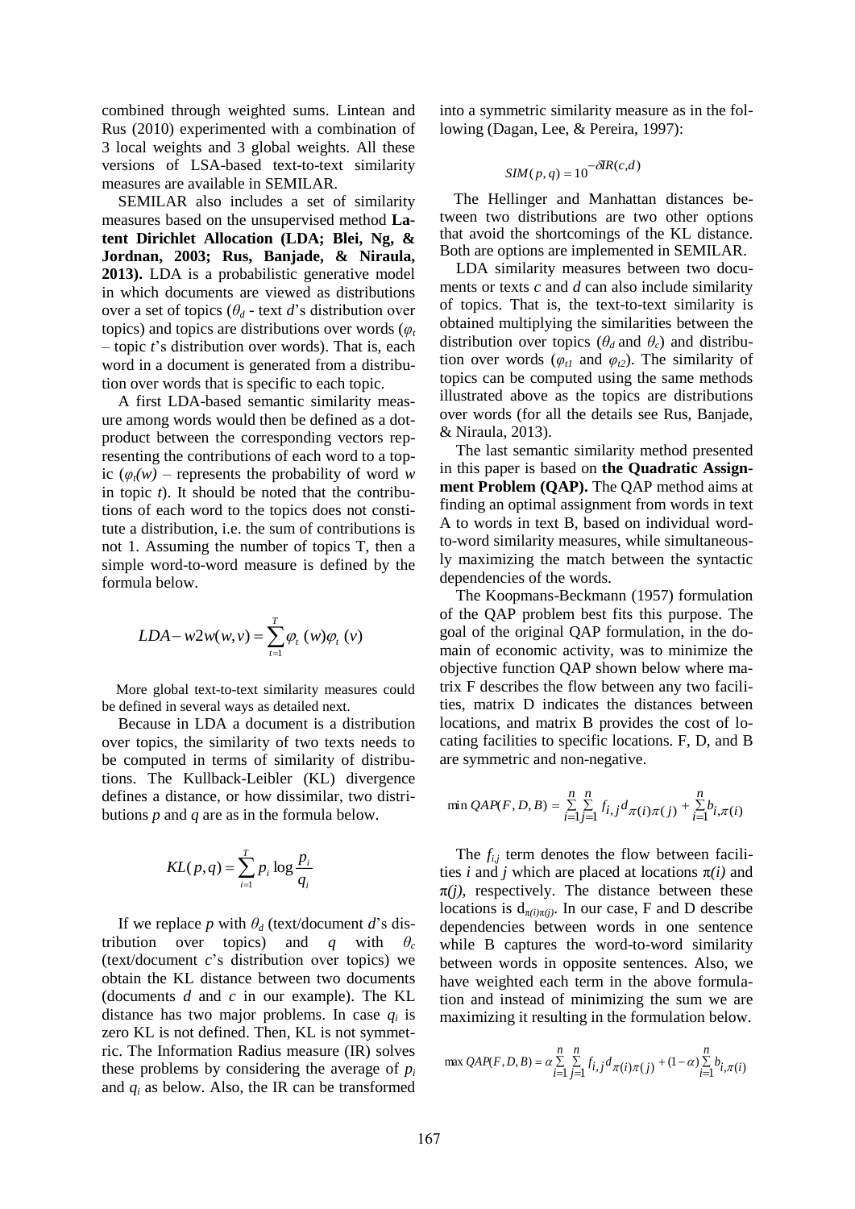combined through weighted sums. Lintean and Rus (2010) experimented with a combination of 3 local weights and 3 global weights. All these versions of LSA-based text-to-text similarity measures are available in SEMILAR.

SEMILAR also includes a set of similarity measures based on the unsupervised method **Latent Dirichlet Allocation (LDA; Blei, Ng, & Jordnan, 2003; Rus, Banjade, & Niraula, 2013).** LDA is a probabilistic generative model in which documents are viewed as distributions over a set of topics ($\theta_d$ - text $d$'s distribution over topics) and topics are distributions over words ($\varphi_t$ – topic $t$'s distribution over words). That is, each word in a document is generated from a distribution over words that is specific to each topic.

A first LDA-based semantic similarity measure among words would then be defined as a dot-product between the corresponding vectors representing the contributions of each word to a topic ($\varphi_t(w)$ – represents the probability of word $w$ in topic $t$). It should be noted that the contributions of each word to the topics does not constitute a distribution, i.e. the sum of contributions is not 1. Assuming the number of topics T, then a simple word-to-word measure is defined by the formula below.

$$LDA-w2w(w,v) = \sum_{t=1}^{T} \varphi_t(w)\varphi_t(v)$$

More global text-to-text similarity measures could be defined in several ways as detailed next.

Because in LDA a document is a distribution over topics, the similarity of two texts needs to be computed in terms of similarity of distributions. The Kullback-Leibler (KL) divergence defines a distance, or how dissimilar, two distributions $p$ and $q$ are as in the formula below.

$$KL(p,q) = \sum_{i=1}^{T} p_i \log \frac{p_i}{q_i}$$

If we replace $p$ with $\theta_d$ (text/document $d$'s distribution over topics) and $q$ with $\theta_c$ (text/document $c$'s distribution over topics) we obtain the KL distance between two documents (documents $d$ and $c$ in our example). The KL distance has two major problems. In case $q_i$ is zero KL is not defined. Then, KL is not symmetric. The Information Radius measure (IR) solves these problems by considering the average of $p_i$ and $q_i$ as below. Also, the IR can be transformed into a symmetric similarity measure as in the following (Dagan, Lee, & Pereira, 1997):

$$SIM(p,q) = 10^{-\delta IR(c,d)}$$

The Hellinger and Manhattan distances between two distributions are two other options that avoid the shortcomings of the KL distance. Both are options are implemented in SEMILAR.

LDA similarity measures between two documents or texts $c$ and $d$ can also include similarity of topics. That is, the text-to-text similarity is obtained multiplying the similarities between the distribution over topics ($\theta_d$ and $\theta_c$) and distribution over words ($\varphi_{t1}$ and $\varphi_{t2}$). The similarity of topics can be computed using the same methods illustrated above as the topics are distributions over words (for all the details see Rus, Banjade, & Niraula, 2013).

The last semantic similarity method presented in this paper is based on **the Quadratic Assignment Problem (QAP).** The QAP method aims at finding an optimal assignment from words in text A to words in text B, based on individual word-to-word similarity measures, while simultaneously maximizing the match between the syntactic dependencies of the words.

The Koopmans-Beckmann (1957) formulation of the QAP problem best fits this purpose. The goal of the original QAP formulation, in the domain of economic activity, was to minimize the objective function QAP shown below where matrix F describes the flow between any two facilities, matrix D indicates the distances between locations, and matrix B provides the cost of locating facilities to specific locations. F, D, and B are symmetric and non-negative.

$$\min QAP(F,D,B) = \sum_{i=1}^{n}\sum_{j=1}^{n} f_{i,j} d_{\pi(i)\pi(j)} + \sum_{i=1}^{n} b_{i,\pi(i)}$$

The $f_{i,j}$ term denotes the flow between facilities $i$ and $j$ which are placed at locations $\pi(i)$ and $\pi(j)$, respectively. The distance between these locations is $d_{\pi(i)\pi(j)}$. In our case, F and D describe dependencies between words in one sentence while B captures the word-to-word similarity between words in opposite sentences. Also, we have weighted each term in the above formulation and instead of minimizing the sum we are maximizing it resulting in the formulation below.

$$\max QAP(F,D,B) = \alpha \sum_{i=1}^{n}\sum_{j=1}^{n} f_{i,j} d_{\pi(i)\pi(j)} + (1-\alpha)\sum_{i=1}^{n} b_{i,\pi(i)}$$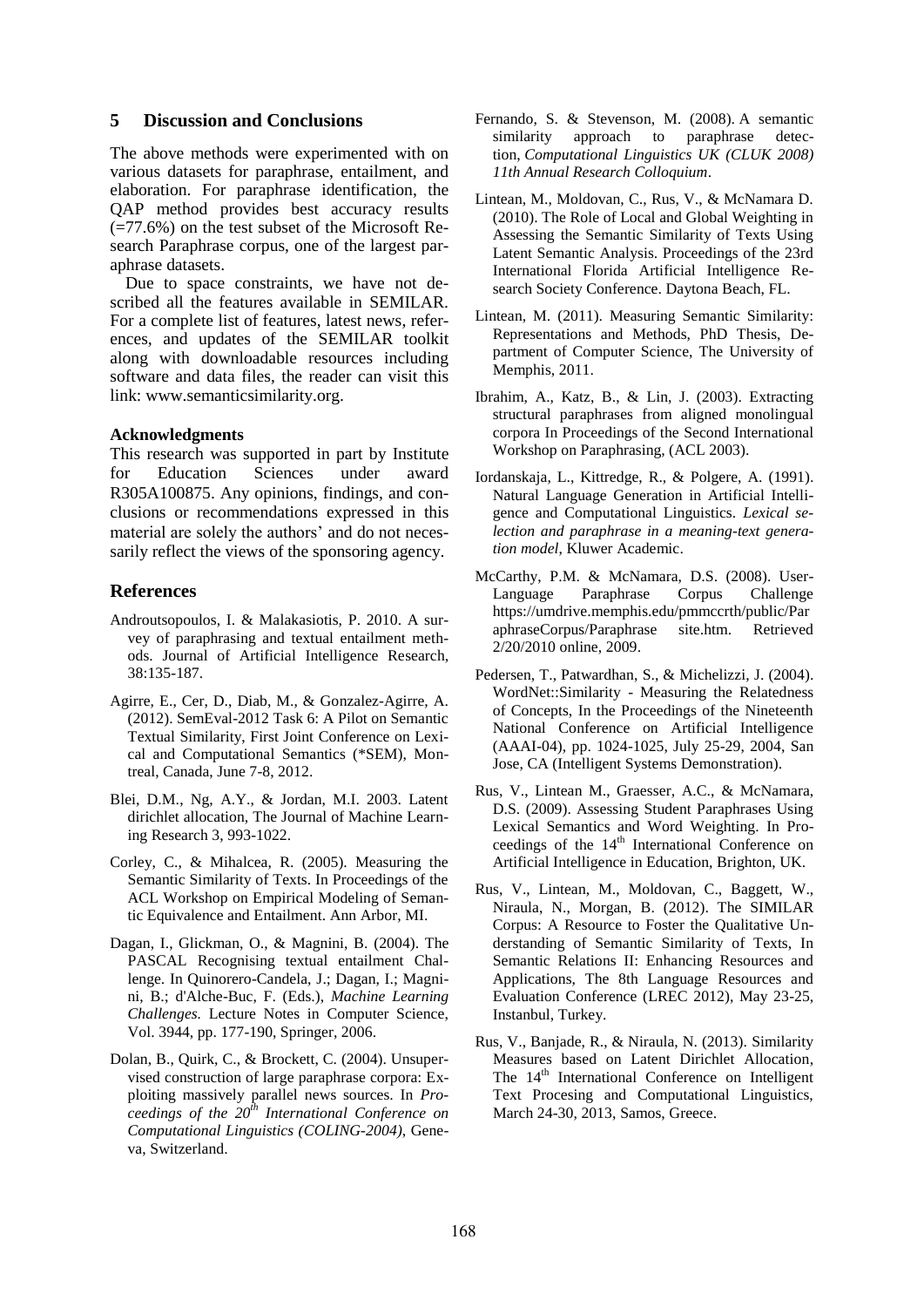## 5 Discussion and Conclusions

The above methods were experimented with on various datasets for paraphrase, entailment, and elaboration. For paraphrase identification, the QAP method provides best accuracy results (=77.6%) on the test subset of the Microsoft Research Paraphrase corpus, one of the largest paraphrase datasets.

Due to space constraints, we have not described all the features available in SEMILAR. For a complete list of features, latest news, references, and updates of the SEMILAR toolkit along with downloadable resources including software and data files, the reader can visit this link: www.semanticsimilarity.org.

**Acknowledgments**

This research was supported in part by Institute for Education Sciences under award R305A100875. Any opinions, findings, and conclusions or recommendations expressed in this material are solely the authors' and do not necessarily reflect the views of the sponsoring agency.

## References

Androutsopoulos, I. & Malakasiotis, P. 2010. A survey of paraphrasing and textual entailment methods. Journal of Artificial Intelligence Research, 38:135-187.

Agirre, E., Cer, D., Diab, M., & Gonzalez-Agirre, A. (2012). SemEval-2012 Task 6: A Pilot on Semantic Textual Similarity, First Joint Conference on Lexical and Computational Semantics (*SEM), Montreal, Canada, June 7-8, 2012.

Blei, D.M., Ng, A.Y., & Jordan, M.I. 2003. Latent dirichlet allocation, The Journal of Machine Learning Research 3, 993-1022.

Corley, C., & Mihalcea, R. (2005). Measuring the Semantic Similarity of Texts. In Proceedings of the ACL Workshop on Empirical Modeling of Semantic Equivalence and Entailment. Ann Arbor, MI.

Dagan, I., Glickman, O., & Magnini, B. (2004). The PASCAL Recognising textual entailment Challenge. In Quinorero-Candela, J.; Dagan, I.; Magnini, B.; d'Alche-Buc, F. (Eds.), *Machine Learning Challenges.* Lecture Notes in Computer Science, Vol. 3944, pp. 177-190, Springer, 2006.

Dolan, B., Quirk, C., & Brockett, C. (2004). Unsupervised construction of large paraphrase corpora: Exploiting massively parallel news sources. In *Proceedings of the 20th International Conference on Computational Linguistics (COLING-2004)*, Geneva, Switzerland.

Fernando, S. & Stevenson, M. (2008). A semantic similarity approach to paraphrase detection, *Computational Linguistics UK (CLUK 2008) 11th Annual Research Colloquium*.

Lintean, M., Moldovan, C., Rus, V., & McNamara D. (2010). The Role of Local and Global Weighting in Assessing the Semantic Similarity of Texts Using Latent Semantic Analysis. Proceedings of the 23rd International Florida Artificial Intelligence Research Society Conference. Daytona Beach, FL.

Lintean, M. (2011). Measuring Semantic Similarity: Representations and Methods, PhD Thesis, Department of Computer Science, The University of Memphis, 2011.

Ibrahim, A., Katz, B., & Lin, J. (2003). Extracting structural paraphrases from aligned monolingual corpora In Proceedings of the Second International Workshop on Paraphrasing, (ACL 2003).

Iordanskaja, L., Kittredge, R., & Polgere, A. (1991). Natural Language Generation in Artificial Intelligence and Computational Linguistics. *Lexical selection and paraphrase in a meaning-text generation model*, Kluwer Academic.

McCarthy, P.M. & McNamara, D.S. (2008). User-Language Paraphrase Corpus Challenge https://umdrive.memphis.edu/pmmccrth/public/ParaphraseCorpus/Paraphrase site.htm. Retrieved 2/20/2010 online, 2009.

Pedersen, T., Patwardhan, S., & Michelizzi, J. (2004). WordNet::Similarity - Measuring the Relatedness of Concepts, In the Proceedings of the Nineteenth National Conference on Artificial Intelligence (AAAI-04), pp. 1024-1025, July 25-29, 2004, San Jose, CA (Intelligent Systems Demonstration).

Rus, V., Lintean M., Graesser, A.C., & McNamara, D.S. (2009). Assessing Student Paraphrases Using Lexical Semantics and Word Weighting. In Proceedings of the 14th International Conference on Artificial Intelligence in Education, Brighton, UK.

Rus, V., Lintean, M., Moldovan, C., Baggett, W., Niraula, N., Morgan, B. (2012). The SIMILAR Corpus: A Resource to Foster the Qualitative Understanding of Semantic Similarity of Texts, In Semantic Relations II: Enhancing Resources and Applications, The 8th Language Resources and Evaluation Conference (LREC 2012), May 23-25, Instanbul, Turkey.

Rus, V., Banjade, R., & Niraula, N. (2013). Similarity Measures based on Latent Dirichlet Allocation, The 14th International Conference on Intelligent Text Procesing and Computational Linguistics, March 24-30, 2013, Samos, Greece.